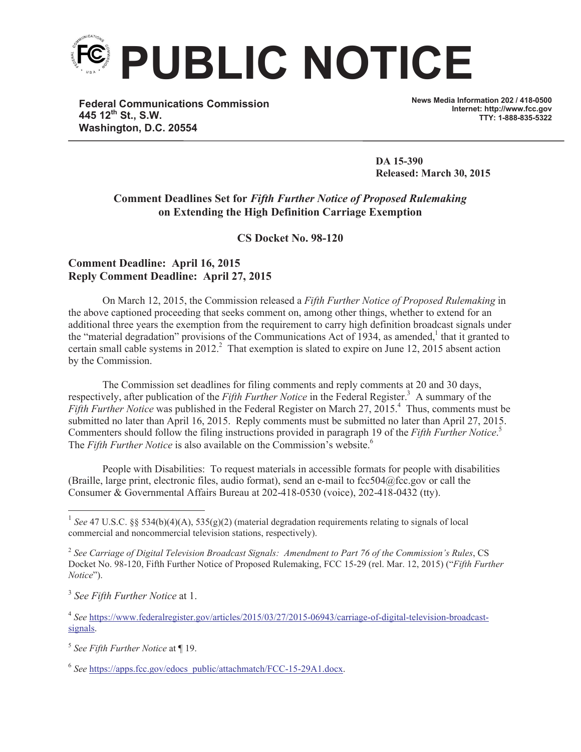# PUBLIC NOTICE

**Federal Communications Commission**
**445 12th St., S.W.**
**Washington, D.C. 20554**

**News Media Information 202 / 418-0500**
**Internet: http://www.fcc.gov**
**TTY: 1-888-835-5322**

**DA 15-390**
**Released: March 30, 2015**

## Comment Deadlines Set for *Fifth Further Notice of Proposed Rulemaking* on Extending the High Definition Carriage Exemption

**CS Docket No. 98-120**

**Comment Deadline: April 16, 2015**
**Reply Comment Deadline: April 27, 2015**

On March 12, 2015, the Commission released a *Fifth Further Notice of Proposed Rulemaking* in the above captioned proceeding that seeks comment on, among other things, whether to extend for an additional three years the exemption from the requirement to carry high definition broadcast signals under the "material degradation" provisions of the Communications Act of 1934, as amended,[1] that it granted to certain small cable systems in 2012.[2] That exemption is slated to expire on June 12, 2015 absent action by the Commission.

The Commission set deadlines for filing comments and reply comments at 20 and 30 days, respectively, after publication of the *Fifth Further Notice* in the Federal Register.[3] A summary of the *Fifth Further Notice* was published in the Federal Register on March 27, 2015.[4] Thus, comments must be submitted no later than April 16, 2015. Reply comments must be submitted no later than April 27, 2015. Commenters should follow the filing instructions provided in paragraph 19 of the *Fifth Further Notice*.[5] The *Fifth Further Notice* is also available on the Commission's website.[6]

People with Disabilities: To request materials in accessible formats for people with disabilities (Braille, large print, electronic files, audio format), send an e-mail to fcc504@fcc.gov or call the Consumer & Governmental Affairs Bureau at 202-418-0530 (voice), 202-418-0432 (tty).

---

[1] *See* 47 U.S.C. §§ 534(b)(4)(A), 535(g)(2) (material degradation requirements relating to signals of local commercial and noncommercial television stations, respectively).

[2] *See Carriage of Digital Television Broadcast Signals: Amendment to Part 76 of the Commission's Rules*, CS Docket No. 98-120, Fifth Further Notice of Proposed Rulemaking, FCC 15-29 (rel. Mar. 12, 2015) ("*Fifth Further Notice*").

[3] *See Fifth Further Notice* at 1.

[4] *See* https://www.federalregister.gov/articles/2015/03/27/2015-06943/carriage-of-digital-television-broadcast-signals.

[5] *See Fifth Further Notice* at ¶ 19.

[6] *See* https://apps.fcc.gov/edocs_public/attachmatch/FCC-15-29A1.docx.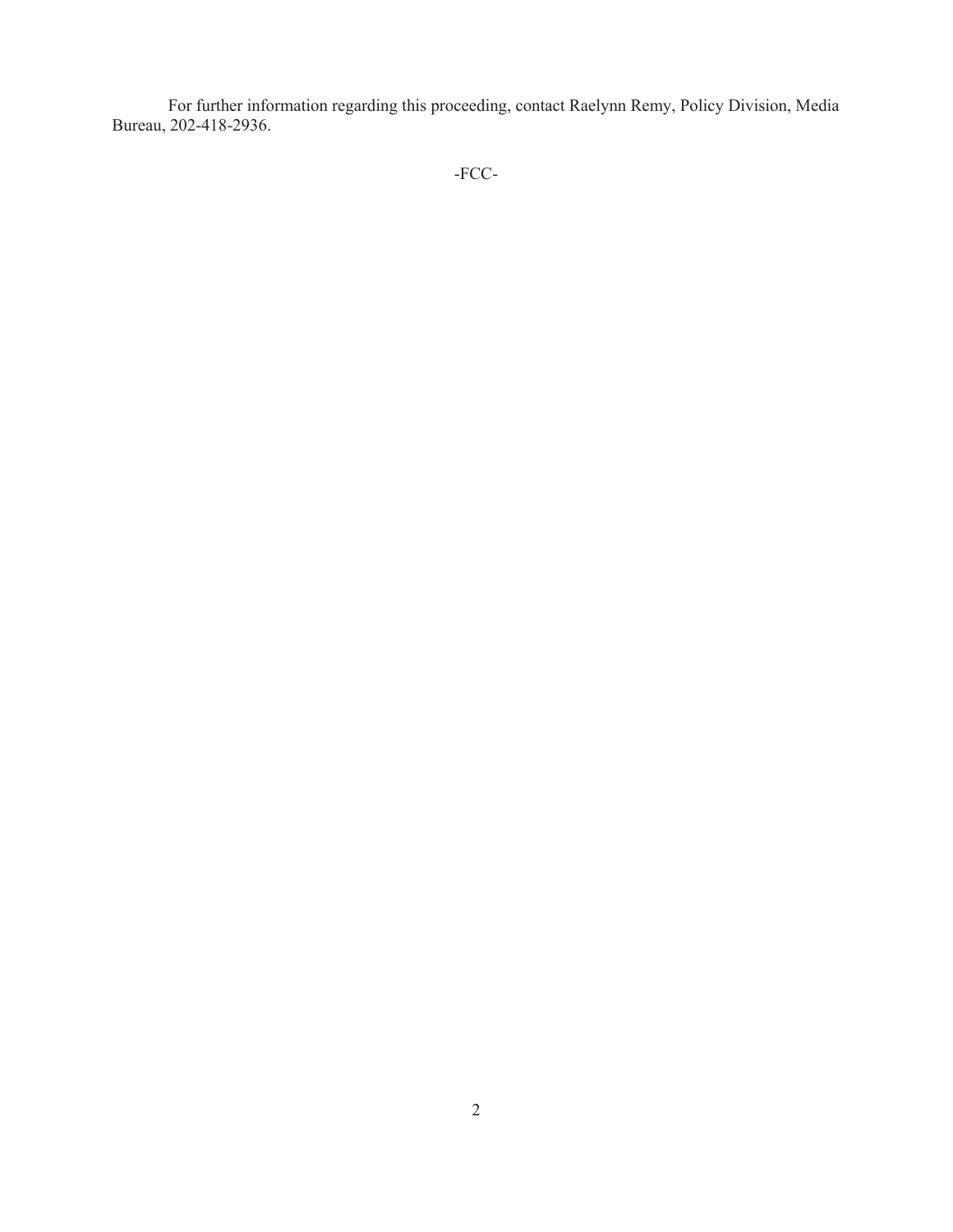For further information regarding this proceeding, contact Raelynn Remy, Policy Division, Media Bureau, 202-418-2936.

-FCC-